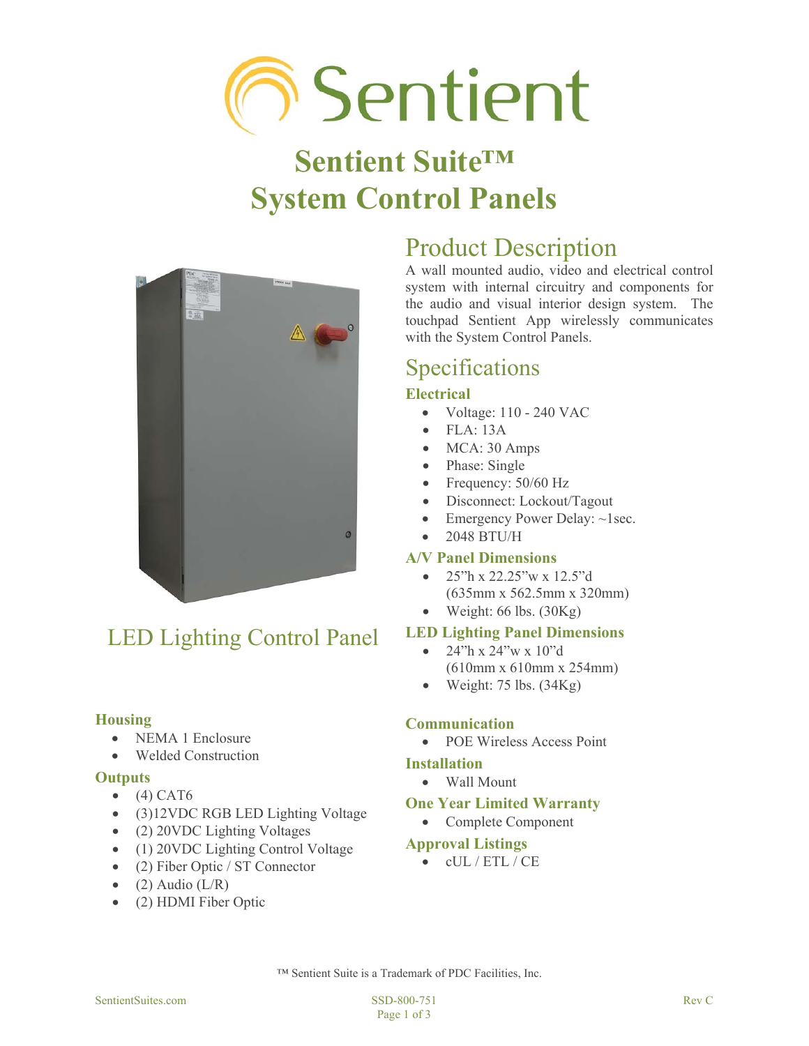# Sentient

# Sentient Suite™ System Control Panels

LED Lighting Control Panel

### Housing

- NEMA 1 Enclosure
- Welded Construction

### Outputs

- (4) CAT6
- (3)12VDC RGB LED Lighting Voltage
- (2) 20VDC Lighting Voltages
- (1) 20VDC Lighting Control Voltage
- (2) Fiber Optic / ST Connector
- (2) Audio (L/R)
- (2) HDMI Fiber Optic

## Product Description

A wall mounted audio, video and electrical control system with internal circuitry and components for the audio and visual interior design system. The touchpad Sentient App wirelessly communicates with the System Control Panels.

## Specifications

### Electrical

- Voltage: 110 - 240 VAC
- FLA: 13A
- MCA: 30 Amps
- Phase: Single
- Frequency: 50/60 Hz
- Disconnect: Lockout/Tagout
- Emergency Power Delay: ~1sec.
- 2048 BTU/H

### A/V Panel Dimensions

- 25"h x 22.25"w x 12.5"d (635mm x 562.5mm x 320mm)
- Weight: 66 lbs. (30Kg)

### LED Lighting Panel Dimensions

- 24"h x 24"w x 10"d (610mm x 610mm x 254mm)
- Weight: 75 lbs. (34Kg)

### Communication

- POE Wireless Access Point

### Installation

- Wall Mount

### One Year Limited Warranty

- Complete Component

### Approval Listings

- cUL / ETL / CE

™ Sentient Suite is a Trademark of PDC Facilities, Inc.

SentientSuites.com SSD-800-751 Rev C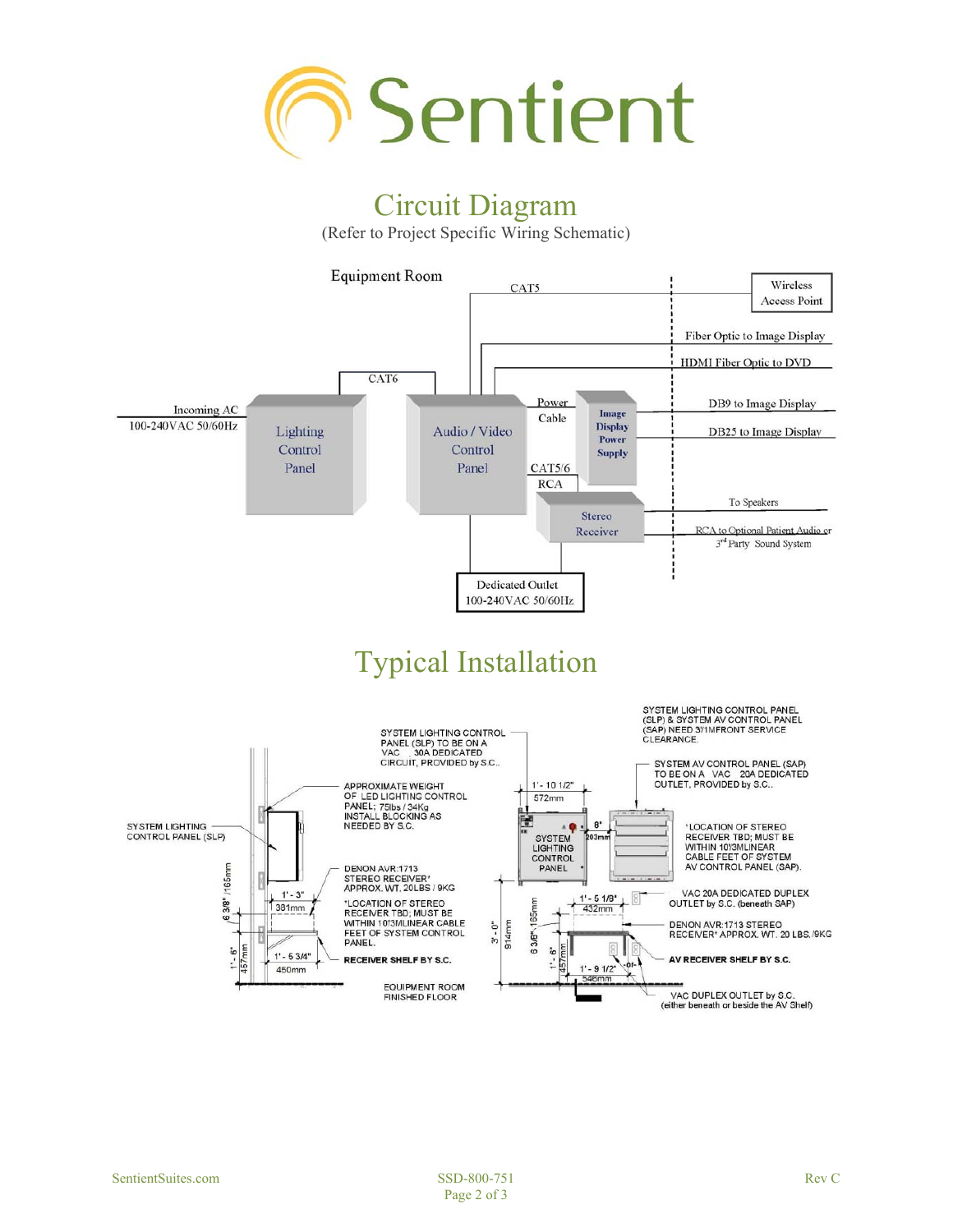# Sentient

## Circuit Diagram

(Refer to Project Specific Wiring Schematic)

Equipment Room

CAT5

Wireless Access Point

Fiber Optic to Image Display

HDMI Fiber Optic to DVD

CAT6

Incoming AC 100-240VAC 50/60Hz

Lighting Control Panel

Audio / Video Control Panel

Power Cable

Image Display Power Supply

DB9 to Image Display

DB25 to Image Display

CAT5/6

RCA

Stereo Receiver

To Speakers

RCA to Optional Patient Audio or 3rd Party Sound System

Dedicated Outlet 100-240VAC 50/60Hz

## Typical Installation

SYSTEM LIGHTING CONTROL PANEL (SLP)

SYSTEM LIGHTING CONTROL PANEL (SLP) TO BE ON A VAC 30A DEDICATED CIRCUIT, PROVIDED by S.C..

APPROXIMATE WEIGHT OF LED LIGHTING CONTROL PANEL; 75lbs / 34Kg INSTALL BLOCKING AS NEEDED BY S.C.

DENON AVR:1713 STEREO RECEIVER* APPROX. WT. 20LBS / 9KG

*LOCATION OF STEREO RECEIVER TBD; MUST BE WITHIN 10'/3M LINEAR CABLE FEET OF SYSTEM CONTROL PANEL.

RECEIVER SHELF BY S.C.

EQUIPMENT ROOM FINISHED FLOOR

6 3/8" / 165mm

1' - 3" 381mm

1' - 6" 457mm

1' - 5 3/4" 450mm

SYSTEM LIGHTING CONTROL PANEL (SLP) & SYSTEM AV CONTROL PANEL (SAP) NEED 3'/1M FRONT SERVICE CLEARANCE.

SYSTEM AV CONTROL PANEL (SAP) TO BE ON A VAC 20A DEDICATED OUTLET, PROVIDED by S.C..

1' - 10 1/2" 572mm

8" 203mm

SYSTEM LIGHTING CONTROL PANEL

*LOCATION OF STEREO RECEIVER TBD; MUST BE WITHIN 10'/3M LINEAR CABLE FEET OF SYSTEM AV CONTROL PANEL (SAP).

VAC 20A DEDICATED DUPLEX OUTLET by S.C. (beneath SAP)

1' - 5 1/8" 432mm

DENON AVR:1713 STEREO RECEIVER* APPROX. WT. 20 LBS. /9KG

AV RECEIVER SHELF BY S.C.

3' - 0" 914mm

6 3/8" 165mm

1' - 6" 457mm

1' - 9 1/2" 546mm

-or-

VAC DUPLEX OUTLET by S.C. (either beneath or beside the AV Shelf)

SentientSuites.com SSD-800-751 Rev C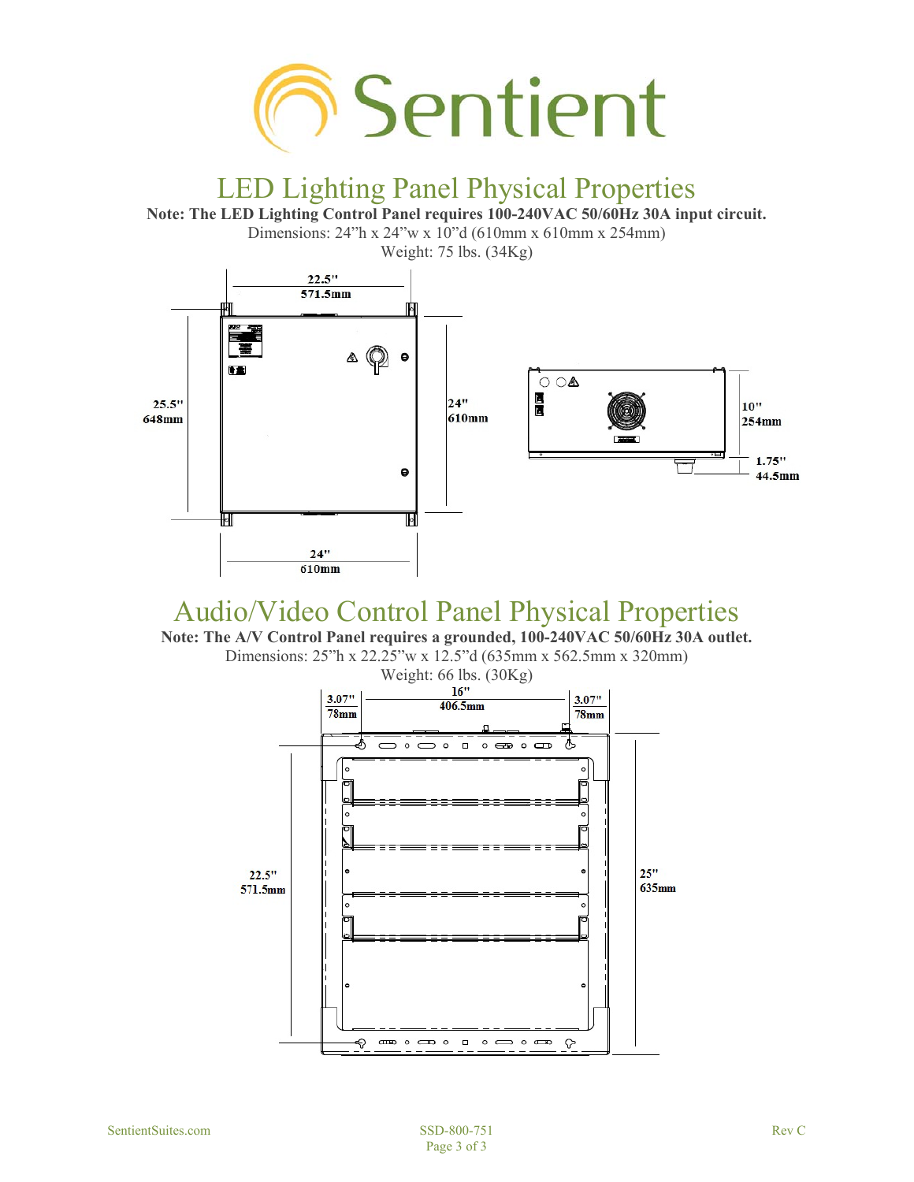# Sentient

## LED Lighting Panel Physical Properties

**Note: The LED Lighting Control Panel requires 100-240VAC 50/60Hz 30A input circuit.**

Dimensions: 24"h x 24"w x 10"d (610mm x 610mm x 254mm)

Weight: 75 lbs. (34Kg)

22.5"
571.5mm

25.5"
648mm

24"
610mm

24"
610mm

10"
254mm

1.75"
44.5mm

## Audio/Video Control Panel Physical Properties

**Note: The A/V Control Panel requires a grounded, 100-240VAC 50/60Hz 30A outlet.**

Dimensions: 25"h x 22.25"w x 12.5"d (635mm x 562.5mm x 320mm)

Weight: 66 lbs. (30Kg)

3.07"
78mm

16"
406.5mm

3.07"
78mm

22.5"
571.5mm

25"
635mm

SentientSuites.com SSD-800-751 Rev C